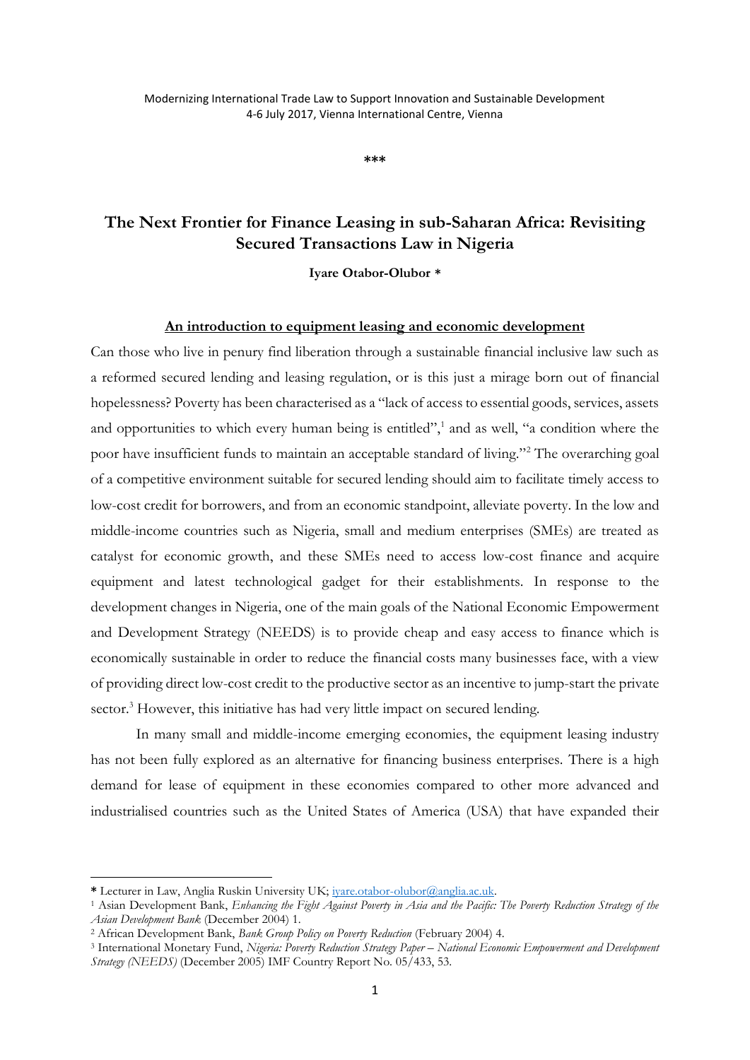Modernizing International Trade Law to Support Innovation and Sustainable Development
4-6 July 2017, Vienna International Centre, Vienna

***

# The Next Frontier for Finance Leasing in sub-Saharan Africa: Revisiting Secured Transactions Law in Nigeria

**Iyare Otabor-Olubor \***

## An introduction to equipment leasing and economic development

Can those who live in penury find liberation through a sustainable financial inclusive law such as a reformed secured lending and leasing regulation, or is this just a mirage born out of financial hopelessness? Poverty has been characterised as a "lack of access to essential goods, services, assets and opportunities to which every human being is entitled",[1] and as well, "a condition where the poor have insufficient funds to maintain an acceptable standard of living."[2] The overarching goal of a competitive environment suitable for secured lending should aim to facilitate timely access to low-cost credit for borrowers, and from an economic standpoint, alleviate poverty. In the low and middle-income countries such as Nigeria, small and medium enterprises (SMEs) are treated as catalyst for economic growth, and these SMEs need to access low-cost finance and acquire equipment and latest technological gadget for their establishments. In response to the development changes in Nigeria, one of the main goals of the National Economic Empowerment and Development Strategy (NEEDS) is to provide cheap and easy access to finance which is economically sustainable in order to reduce the financial costs many businesses face, with a view of providing direct low-cost credit to the productive sector as an incentive to jump-start the private sector.[3] However, this initiative has had very little impact on secured lending.

In many small and middle-income emerging economies, the equipment leasing industry has not been fully explored as an alternative for financing business enterprises. There is a high demand for lease of equipment in these economies compared to other more advanced and industrialised countries such as the United States of America (USA) that have expanded their

---

\* Lecturer in Law, Anglia Ruskin University UK; iyare.otabor-olubor@anglia.ac.uk.

[1] Asian Development Bank, *Enhancing the Fight Against Poverty in Asia and the Pacific: The Poverty Reduction Strategy of the Asian Development Bank* (December 2004) 1.

[2] African Development Bank, *Bank Group Policy on Poverty Reduction* (February 2004) 4.

[3] International Monetary Fund, *Nigeria: Poverty Reduction Strategy Paper – National Economic Empowerment and Development Strategy (NEEDS)* (December 2005) IMF Country Report No. 05/433, 53.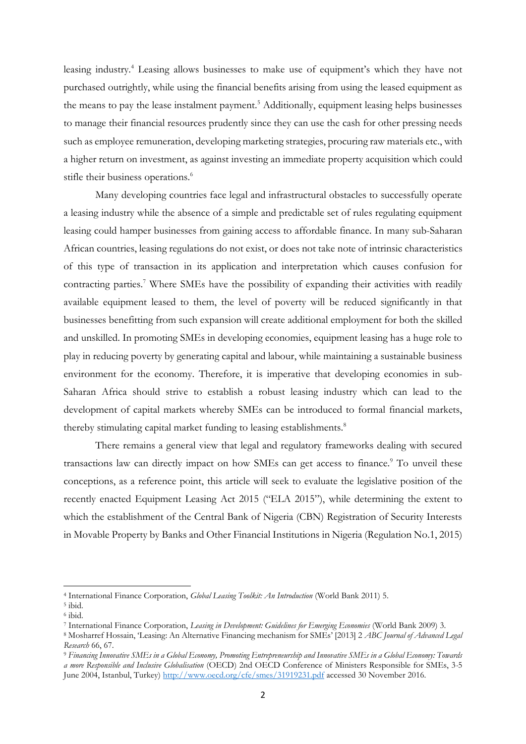leasing industry.[4] Leasing allows businesses to make use of equipment's which they have not purchased outrightly, while using the financial benefits arising from using the leased equipment as the means to pay the lease instalment payment.[5] Additionally, equipment leasing helps businesses to manage their financial resources prudently since they can use the cash for other pressing needs such as employee remuneration, developing marketing strategies, procuring raw materials etc., with a higher return on investment, as against investing an immediate property acquisition which could stifle their business operations.[6]

Many developing countries face legal and infrastructural obstacles to successfully operate a leasing industry while the absence of a simple and predictable set of rules regulating equipment leasing could hamper businesses from gaining access to affordable finance. In many sub-Saharan African countries, leasing regulations do not exist, or does not take note of intrinsic characteristics of this type of transaction in its application and interpretation which causes confusion for contracting parties.[7] Where SMEs have the possibility of expanding their activities with readily available equipment leased to them, the level of poverty will be reduced significantly in that businesses benefitting from such expansion will create additional employment for both the skilled and unskilled. In promoting SMEs in developing economies, equipment leasing has a huge role to play in reducing poverty by generating capital and labour, while maintaining a sustainable business environment for the economy. Therefore, it is imperative that developing economies in sub-Saharan Africa should strive to establish a robust leasing industry which can lead to the development of capital markets whereby SMEs can be introduced to formal financial markets, thereby stimulating capital market funding to leasing establishments.[8]

There remains a general view that legal and regulatory frameworks dealing with secured transactions law can directly impact on how SMEs can get access to finance.[9] To unveil these conceptions, as a reference point, this article will seek to evaluate the legislative position of the recently enacted Equipment Leasing Act 2015 ("ELA 2015"), while determining the extent to which the establishment of the Central Bank of Nigeria (CBN) Registration of Security Interests in Movable Property by Banks and Other Financial Institutions in Nigeria (Regulation No.1, 2015)

---

[4] International Finance Corporation, *Global Leasing Toolkit: An Introduction* (World Bank 2011) 5.

[5] ibid.

[6] ibid.

[7] International Finance Corporation, *Leasing in Development: Guidelines for Emerging Economies* (World Bank 2009) 3.

[8] Mosharref Hossain, 'Leasing: An Alternative Financing mechanism for SMEs' [2013] 2 *ABC Journal of Advanced Legal Research* 66, 67.

[9] *Financing Innovative SMEs in a Global Economy, Promoting Entrepreneurship and Innovative SMEs in a Global Economy: Towards a more Responsible and Inclusive Globalisation* (OECD) 2nd OECD Conference of Ministers Responsible for SMEs, 3-5 June 2004, Istanbul, Turkey) http://www.oecd.org/cfe/smes/31919231.pdf accessed 30 November 2016.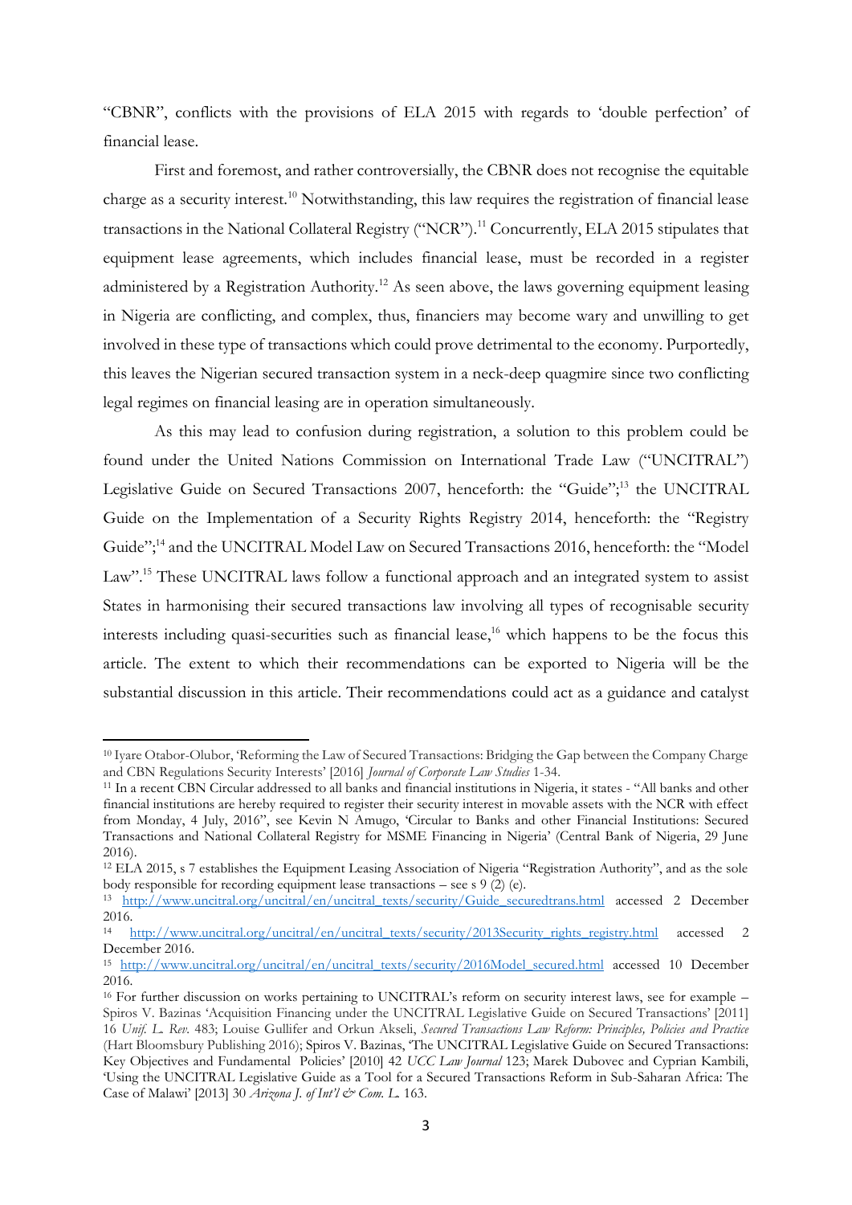"CBNR", conflicts with the provisions of ELA 2015 with regards to 'double perfection' of financial lease.

First and foremost, and rather controversially, the CBNR does not recognise the equitable charge as a security interest.[10] Notwithstanding, this law requires the registration of financial lease transactions in the National Collateral Registry ("NCR").[11] Concurrently, ELA 2015 stipulates that equipment lease agreements, which includes financial lease, must be recorded in a register administered by a Registration Authority.[12] As seen above, the laws governing equipment leasing in Nigeria are conflicting, and complex, thus, financiers may become wary and unwilling to get involved in these type of transactions which could prove detrimental to the economy. Purportedly, this leaves the Nigerian secured transaction system in a neck-deep quagmire since two conflicting legal regimes on financial leasing are in operation simultaneously.

As this may lead to confusion during registration, a solution to this problem could be found under the United Nations Commission on International Trade Law ("UNCITRAL") Legislative Guide on Secured Transactions 2007, henceforth: the "Guide";[13] the UNCITRAL Guide on the Implementation of a Security Rights Registry 2014, henceforth: the "Registry Guide";[14] and the UNCITRAL Model Law on Secured Transactions 2016, henceforth: the "Model Law".[15] These UNCITRAL laws follow a functional approach and an integrated system to assist States in harmonising their secured transactions law involving all types of recognisable security interests including quasi-securities such as financial lease,[16] which happens to be the focus this article. The extent to which their recommendations can be exported to Nigeria will be the substantial discussion in this article. Their recommendations could act as a guidance and catalyst

---

[10] Iyare Otabor-Olubor, 'Reforming the Law of Secured Transactions: Bridging the Gap between the Company Charge and CBN Regulations Security Interests' [2016] *Journal of Corporate Law Studies* 1-34.

[11] In a recent CBN Circular addressed to all banks and financial institutions in Nigeria, it states - "All banks and other financial institutions are hereby required to register their security interest in movable assets with the NCR with effect from Monday, 4 July, 2016", see Kevin N Amugo, 'Circular to Banks and other Financial Institutions: Secured Transactions and National Collateral Registry for MSME Financing in Nigeria' (Central Bank of Nigeria, 29 June 2016).

[12] ELA 2015, s 7 establishes the Equipment Leasing Association of Nigeria "Registration Authority", and as the sole body responsible for recording equipment lease transactions – see s 9 (2) (e).

[13] http://www.uncitral.org/uncitral/en/uncitral_texts/security/Guide_securedtrans.html accessed 2 December 2016.

[14] http://www.uncitral.org/uncitral/en/uncitral_texts/security/2013Security_rights_registry.html accessed 2 December 2016.

[15] http://www.uncitral.org/uncitral/en/uncitral_texts/security/2016Model_secured.html accessed 10 December 2016.

[16] For further discussion on works pertaining to UNCITRAL's reform on security interest laws, see for example – Spiros V. Bazinas 'Acquisition Financing under the UNCITRAL Legislative Guide on Secured Transactions' [2011] 16 *Unif. L. Rev.* 483; Louise Gullifer and Orkun Akseli, *Secured Transactions Law Reform: Principles, Policies and Practice* (Hart Bloomsbury Publishing 2016); Spiros V. Bazinas, 'The UNCITRAL Legislative Guide on Secured Transactions: Key Objectives and Fundamental Policies' [2010] 42 *UCC Law Journal* 123; Marek Dubovec and Cyprian Kambili, 'Using the UNCITRAL Legislative Guide as a Tool for a Secured Transactions Reform in Sub-Saharan Africa: The Case of Malawi' [2013] 30 *Arizona J. of Int'l & Com. L.* 163.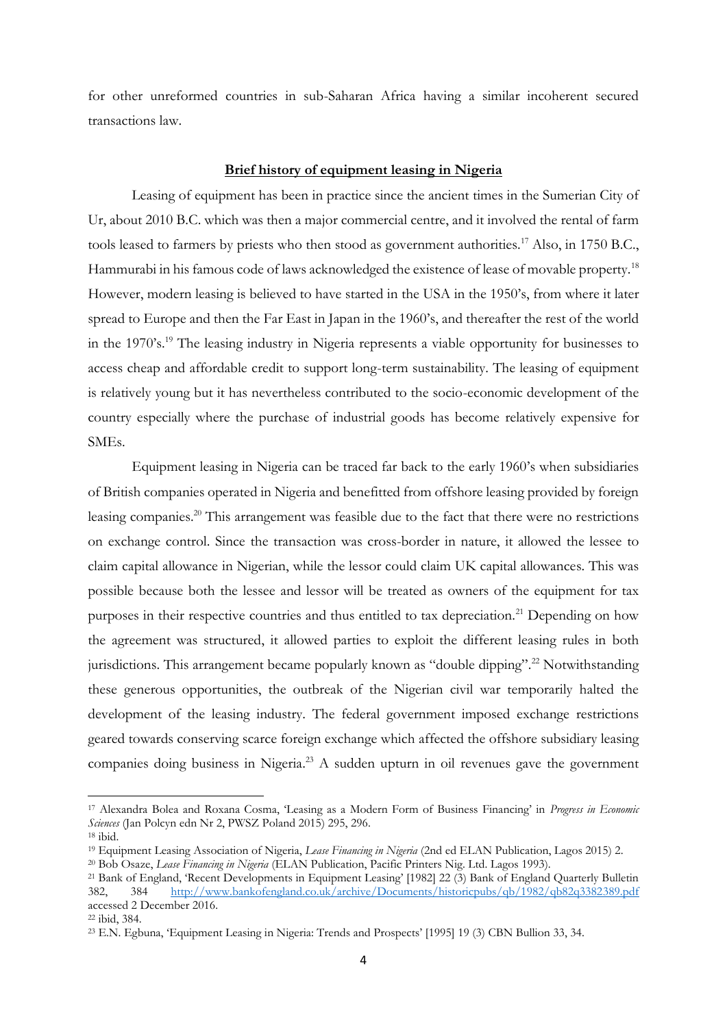for other unreformed countries in sub-Saharan Africa having a similar incoherent secured transactions law.

## Brief history of equipment leasing in Nigeria

Leasing of equipment has been in practice since the ancient times in the Sumerian City of Ur, about 2010 B.C. which was then a major commercial centre, and it involved the rental of farm tools leased to farmers by priests who then stood as government authorities.[17] Also, in 1750 B.C., Hammurabi in his famous code of laws acknowledged the existence of lease of movable property.[18] However, modern leasing is believed to have started in the USA in the 1950's, from where it later spread to Europe and then the Far East in Japan in the 1960's, and thereafter the rest of the world in the 1970's.[19] The leasing industry in Nigeria represents a viable opportunity for businesses to access cheap and affordable credit to support long-term sustainability. The leasing of equipment is relatively young but it has nevertheless contributed to the socio-economic development of the country especially where the purchase of industrial goods has become relatively expensive for SMEs.

Equipment leasing in Nigeria can be traced far back to the early 1960's when subsidiaries of British companies operated in Nigeria and benefitted from offshore leasing provided by foreign leasing companies.[20] This arrangement was feasible due to the fact that there were no restrictions on exchange control. Since the transaction was cross-border in nature, it allowed the lessee to claim capital allowance in Nigerian, while the lessor could claim UK capital allowances. This was possible because both the lessee and lessor will be treated as owners of the equipment for tax purposes in their respective countries and thus entitled to tax depreciation.[21] Depending on how the agreement was structured, it allowed parties to exploit the different leasing rules in both jurisdictions. This arrangement became popularly known as "double dipping".[22] Notwithstanding these generous opportunities, the outbreak of the Nigerian civil war temporarily halted the development of the leasing industry. The federal government imposed exchange restrictions geared towards conserving scarce foreign exchange which affected the offshore subsidiary leasing companies doing business in Nigeria.[23] A sudden upturn in oil revenues gave the government

---

[17] Alexandra Bolea and Roxana Cosma, 'Leasing as a Modern Form of Business Financing' in *Progress in Economic Sciences* (Jan Polcyn edn Nr 2, PWSZ Poland 2015) 295, 296.

[18] ibid.

[19] Equipment Leasing Association of Nigeria, *Lease Financing in Nigeria* (2nd ed ELAN Publication, Lagos 2015) 2.

[20] Bob Osaze, *Lease Financing in Nigeria* (ELAN Publication, Pacific Printers Nig. Ltd. Lagos 1993).

[21] Bank of England, 'Recent Developments in Equipment Leasing' [1982] 22 (3) Bank of England Quarterly Bulletin 382, 384 http://www.bankofengland.co.uk/archive/Documents/historicpubs/qb/1982/qb82q3382389.pdf accessed 2 December 2016.

[22] ibid, 384.

[23] E.N. Egbuna, 'Equipment Leasing in Nigeria: Trends and Prospects' [1995] 19 (3) CBN Bullion 33, 34.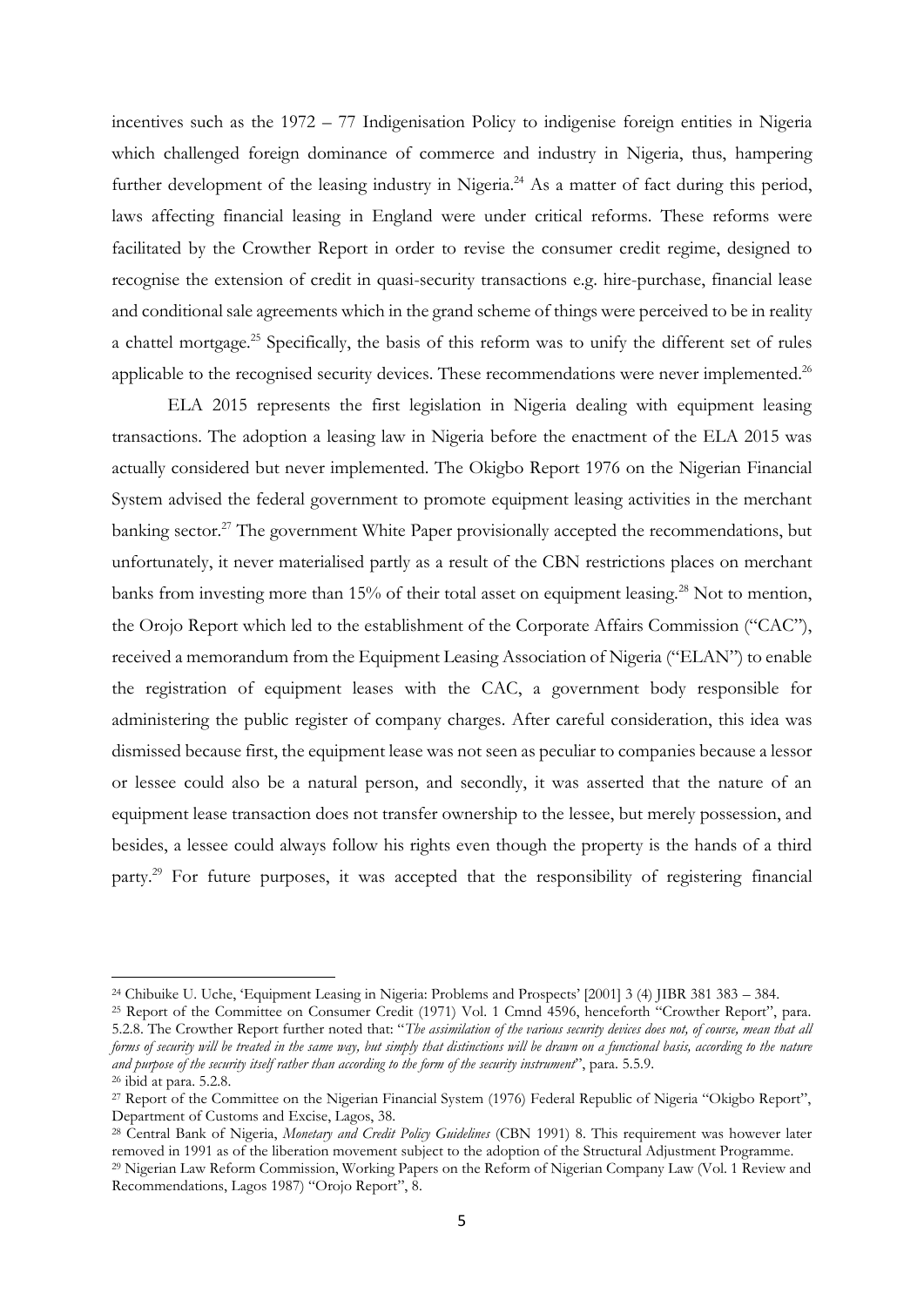incentives such as the 1972 – 77 Indigenisation Policy to indigenise foreign entities in Nigeria which challenged foreign dominance of commerce and industry in Nigeria, thus, hampering further development of the leasing industry in Nigeria.[24] As a matter of fact during this period, laws affecting financial leasing in England were under critical reforms. These reforms were facilitated by the Crowther Report in order to revise the consumer credit regime, designed to recognise the extension of credit in quasi-security transactions e.g. hire-purchase, financial lease and conditional sale agreements which in the grand scheme of things were perceived to be in reality a chattel mortgage.[25] Specifically, the basis of this reform was to unify the different set of rules applicable to the recognised security devices. These recommendations were never implemented.[26]

ELA 2015 represents the first legislation in Nigeria dealing with equipment leasing transactions. The adoption a leasing law in Nigeria before the enactment of the ELA 2015 was actually considered but never implemented. The Okigbo Report 1976 on the Nigerian Financial System advised the federal government to promote equipment leasing activities in the merchant banking sector.[27] The government White Paper provisionally accepted the recommendations, but unfortunately, it never materialised partly as a result of the CBN restrictions places on merchant banks from investing more than 15% of their total asset on equipment leasing.[28] Not to mention, the Orojo Report which led to the establishment of the Corporate Affairs Commission ("CAC"), received a memorandum from the Equipment Leasing Association of Nigeria ("ELAN") to enable the registration of equipment leases with the CAC, a government body responsible for administering the public register of company charges. After careful consideration, this idea was dismissed because first, the equipment lease was not seen as peculiar to companies because a lessor or lessee could also be a natural person, and secondly, it was asserted that the nature of an equipment lease transaction does not transfer ownership to the lessee, but merely possession, and besides, a lessee could always follow his rights even though the property is the hands of a third party.[29] For future purposes, it was accepted that the responsibility of registering financial

---

[24] Chibuike U. Uche, 'Equipment Leasing in Nigeria: Problems and Prospects' [2001] 3 (4) JIBR 381 383 – 384.

[25] Report of the Committee on Consumer Credit (1971) Vol. 1 Cmnd 4596, henceforth "Crowther Report", para. 5.2.8. The Crowther Report further noted that: "*The assimilation of the various security devices does not, of course, mean that all forms of security will be treated in the same way, but simply that distinctions will be drawn on a functional basis, according to the nature and purpose of the security itself rather than according to the form of the security instrument*", para. 5.5.9.

[26] ibid at para. 5.2.8.

[27] Report of the Committee on the Nigerian Financial System (1976) Federal Republic of Nigeria "Okigbo Report", Department of Customs and Excise, Lagos, 38.

[28] Central Bank of Nigeria, *Monetary and Credit Policy Guidelines* (CBN 1991) 8. This requirement was however later removed in 1991 as of the liberation movement subject to the adoption of the Structural Adjustment Programme.

[29] Nigerian Law Reform Commission, Working Papers on the Reform of Nigerian Company Law (Vol. 1 Review and Recommendations, Lagos 1987) "Orojo Report", 8.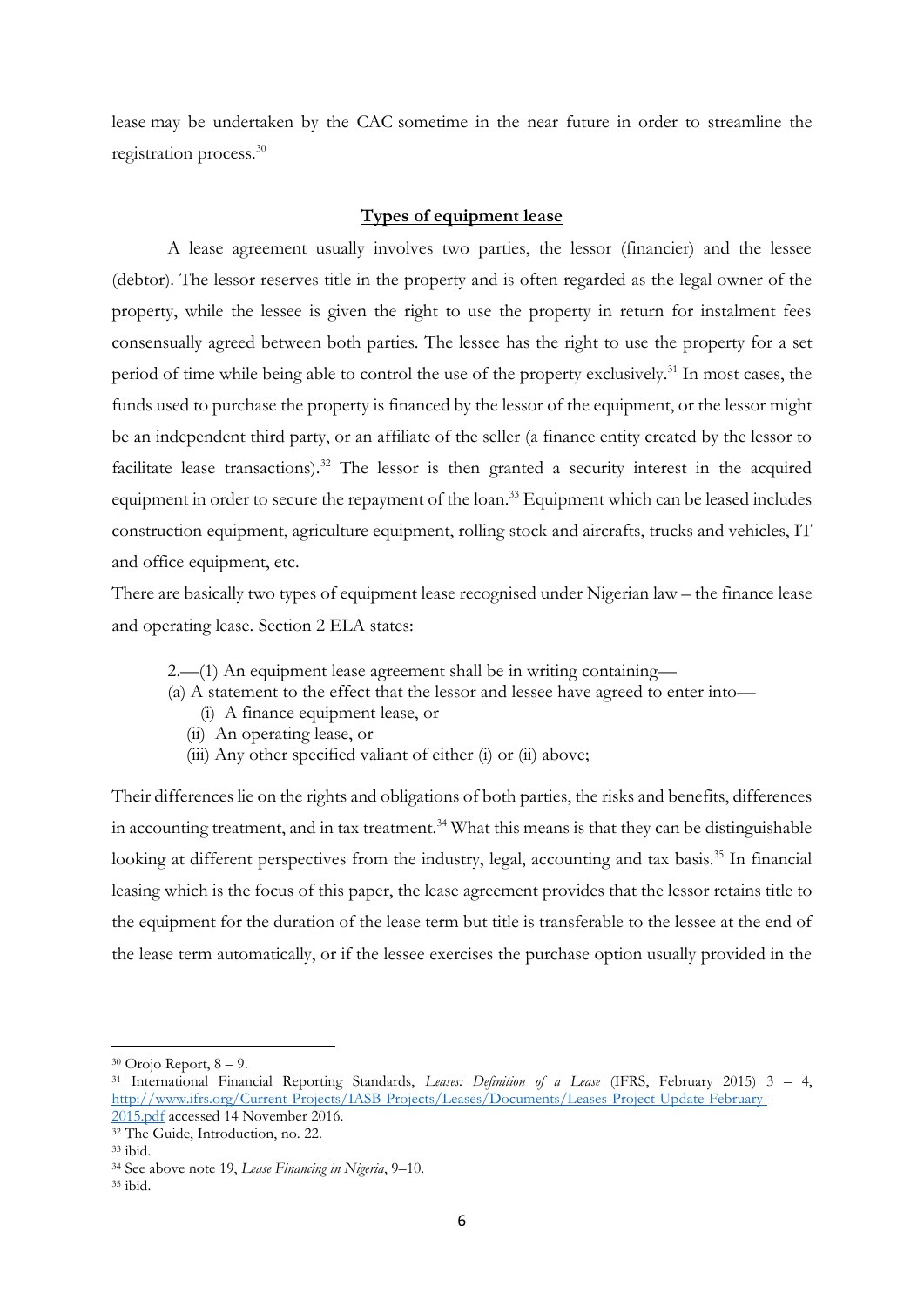lease may be undertaken by the CAC sometime in the near future in order to streamline the registration process.[30]

## Types of equipment lease

A lease agreement usually involves two parties, the lessor (financier) and the lessee (debtor). The lessor reserves title in the property and is often regarded as the legal owner of the property, while the lessee is given the right to use the property in return for instalment fees consensually agreed between both parties. The lessee has the right to use the property for a set period of time while being able to control the use of the property exclusively.[31] In most cases, the funds used to purchase the property is financed by the lessor of the equipment, or the lessor might be an independent third party, or an affiliate of the seller (a finance entity created by the lessor to facilitate lease transactions).[32] The lessor is then granted a security interest in the acquired equipment in order to secure the repayment of the loan.[33] Equipment which can be leased includes construction equipment, agriculture equipment, rolling stock and aircrafts, trucks and vehicles, IT and office equipment, etc.

There are basically two types of equipment lease recognised under Nigerian law – the finance lease and operating lease. Section 2 ELA states:

> 2.—(1) An equipment lease agreement shall be in writing containing—
> (a) A statement to the effect that the lessor and lessee have agreed to enter into—
> (i) A finance equipment lease, or
> (ii) An operating lease, or
> (iii) Any other specified valiant of either (i) or (ii) above;

Their differences lie on the rights and obligations of both parties, the risks and benefits, differences in accounting treatment, and in tax treatment.[34] What this means is that they can be distinguishable looking at different perspectives from the industry, legal, accounting and tax basis.[35] In financial leasing which is the focus of this paper, the lease agreement provides that the lessor retains title to the equipment for the duration of the lease term but title is transferable to the lessee at the end of the lease term automatically, or if the lessee exercises the purchase option usually provided in the

---

[30] Orojo Report, 8 – 9.

[31] International Financial Reporting Standards, *Leases: Definition of a Lease* (IFRS, February 2015) 3 – 4, http://www.ifrs.org/Current-Projects/IASB-Projects/Leases/Documents/Leases-Project-Update-February-2015.pdf accessed 14 November 2016.

[32] The Guide, Introduction, no. 22.

[33] ibid.

[34] See above note 19, *Lease Financing in Nigeria*, 9–10.

[35] ibid.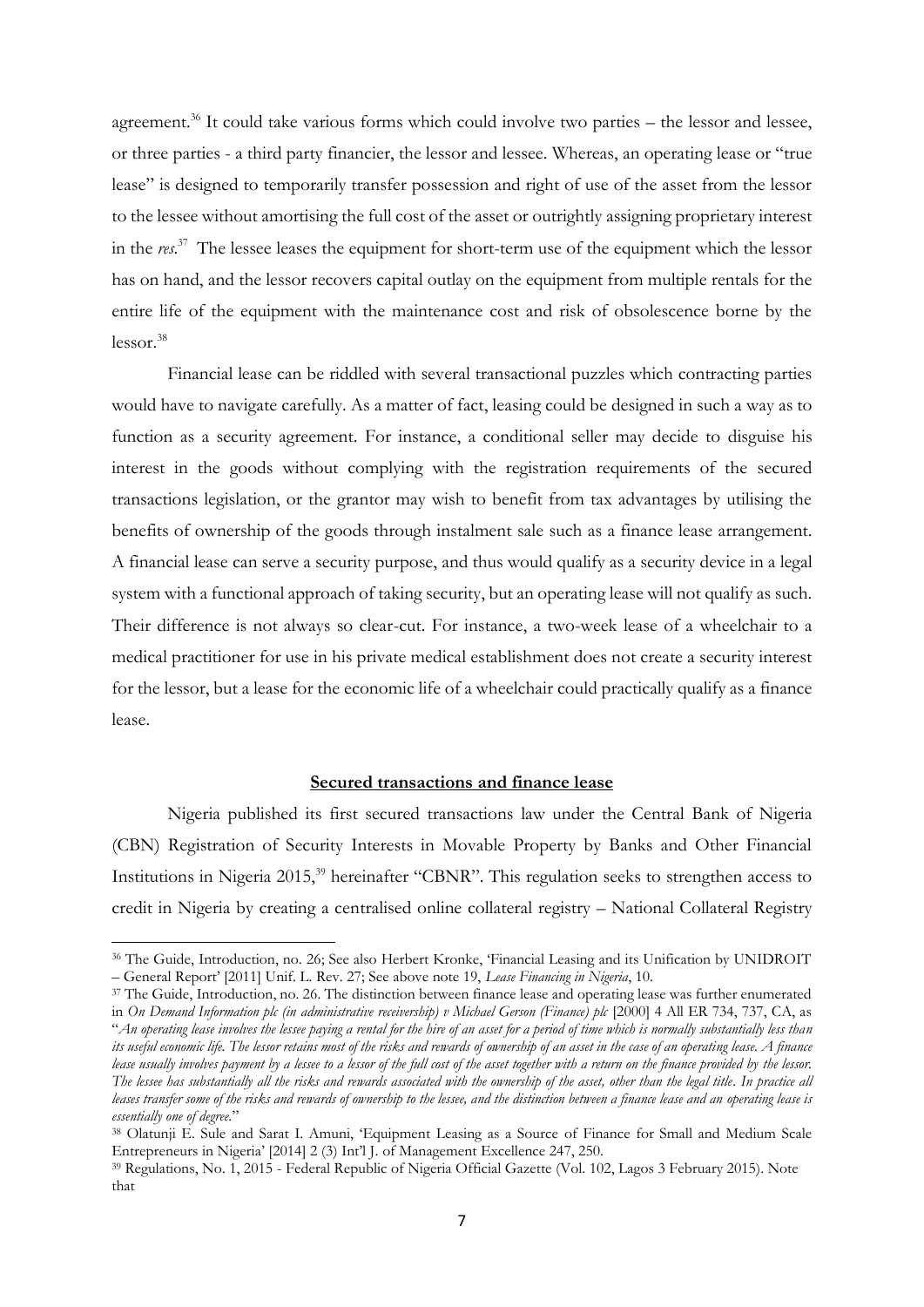agreement.[36] It could take various forms which could involve two parties – the lessor and lessee, or three parties - a third party financier, the lessor and lessee. Whereas, an operating lease or "true lease" is designed to temporarily transfer possession and right of use of the asset from the lessor to the lessee without amortising the full cost of the asset or outrightly assigning proprietary interest in the *res*.[37] The lessee leases the equipment for short-term use of the equipment which the lessor has on hand, and the lessor recovers capital outlay on the equipment from multiple rentals for the entire life of the equipment with the maintenance cost and risk of obsolescence borne by the lessor.[38]

Financial lease can be riddled with several transactional puzzles which contracting parties would have to navigate carefully. As a matter of fact, leasing could be designed in such a way as to function as a security agreement. For instance, a conditional seller may decide to disguise his interest in the goods without complying with the registration requirements of the secured transactions legislation, or the grantor may wish to benefit from tax advantages by utilising the benefits of ownership of the goods through instalment sale such as a finance lease arrangement. A financial lease can serve a security purpose, and thus would qualify as a security device in a legal system with a functional approach of taking security, but an operating lease will not qualify as such. Their difference is not always so clear-cut. For instance, a two-week lease of a wheelchair to a medical practitioner for use in his private medical establishment does not create a security interest for the lessor, but a lease for the economic life of a wheelchair could practically qualify as a finance lease.

## Secured transactions and finance lease

Nigeria published its first secured transactions law under the Central Bank of Nigeria (CBN) Registration of Security Interests in Movable Property by Banks and Other Financial Institutions in Nigeria 2015,[39] hereinafter "CBNR". This regulation seeks to strengthen access to credit in Nigeria by creating a centralised online collateral registry – National Collateral Registry

---

[36] The Guide, Introduction, no. 26; See also Herbert Kronke, 'Financial Leasing and its Unification by UNIDROIT – General Report' [2011] Unif. L. Rev. 27; See above note 19, *Lease Financing in Nigeria*, 10.

[37] The Guide, Introduction, no. 26. The distinction between finance lease and operating lease was further enumerated in *On Demand Information plc (in administrative receivership) v Michael Gerson (Finance) plc* [2000] 4 All ER 734, 737, CA, as "*An operating lease involves the lessee paying a rental for the hire of an asset for a period of time which is normally substantially less than its useful economic life. The lessor retains most of the risks and rewards of ownership of an asset in the case of an operating lease. A finance lease usually involves payment by a lessee to a lessor of the full cost of the asset together with a return on the finance provided by the lessor. The lessee has substantially all the risks and rewards associated with the ownership of the asset, other than the legal title. In practice all leases transfer some of the risks and rewards of ownership to the lessee, and the distinction between a finance lease and an operating lease is essentially one of degree.*"

[38] Olatunji E. Sule and Sarat I. Amuni, 'Equipment Leasing as a Source of Finance for Small and Medium Scale Entrepreneurs in Nigeria' [2014] 2 (3) Int'l J. of Management Excellence 247, 250.

[39] Regulations, No. 1, 2015 - Federal Republic of Nigeria Official Gazette (Vol. 102, Lagos 3 February 2015). Note that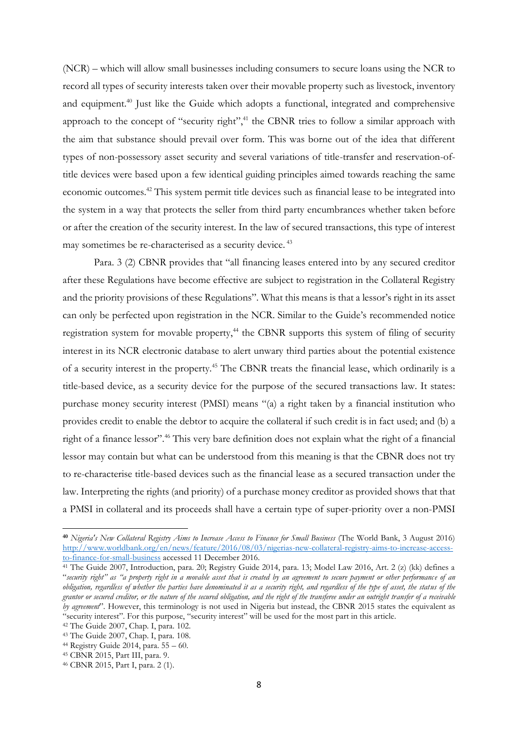(NCR) – which will allow small businesses including consumers to secure loans using the NCR to record all types of security interests taken over their movable property such as livestock, inventory and equipment.[40] Just like the Guide which adopts a functional, integrated and comprehensive approach to the concept of "security right",[41] the CBNR tries to follow a similar approach with the aim that substance should prevail over form. This was borne out of the idea that different types of non-possessory asset security and several variations of title-transfer and reservation-of-title devices were based upon a few identical guiding principles aimed towards reaching the same economic outcomes.[42] This system permit title devices such as financial lease to be integrated into the system in a way that protects the seller from third party encumbrances whether taken before or after the creation of the security interest. In the law of secured transactions, this type of interest may sometimes be re-characterised as a security device.[43]

Para. 3 (2) CBNR provides that "all financing leases entered into by any secured creditor after these Regulations have become effective are subject to registration in the Collateral Registry and the priority provisions of these Regulations". What this means is that a lessor's right in its asset can only be perfected upon registration in the NCR. Similar to the Guide's recommended notice registration system for movable property,[44] the CBNR supports this system of filing of security interest in its NCR electronic database to alert unwary third parties about the potential existence of a security interest in the property.[45] The CBNR treats the financial lease, which ordinarily is a title-based device, as a security device for the purpose of the secured transactions law. It states: purchase money security interest (PMSI) means "(a) a right taken by a financial institution who provides credit to enable the debtor to acquire the collateral if such credit is in fact used; and (b) a right of a finance lessor".[46] This very bare definition does not explain what the right of a financial lessor may contain but what can be understood from this meaning is that the CBNR does not try to re-characterise title-based devices such as the financial lease as a secured transaction under the law. Interpreting the rights (and priority) of a purchase money creditor as provided shows that that a PMSI in collateral and its proceeds shall have a certain type of super-priority over a non-PMSI

---

[40] *Nigeria's New Collateral Registry Aims to Increase Access to Finance for Small Business* (The World Bank, 3 August 2016) http://www.worldbank.org/en/news/feature/2016/08/03/nigerias-new-collateral-registry-aims-to-increase-access-to-finance-for-small-business accessed 11 December 2016.

[41] The Guide 2007, Introduction, para. 20; Registry Guide 2014, para. 13; Model Law 2016, Art. 2 (z) (kk) defines a "*security right" as "a property right in a movable asset that is created by an agreement to secure payment or other performance of an obligation, regardless of whether the parties have denominated it as a security right, and regardless of the type of asset, the status of the grantor or secured creditor, or the nature of the secured obligation, and the right of the transferee under an outright transfer of a receivable by agreement*". However, this terminology is not used in Nigeria but instead, the CBNR 2015 states the equivalent as "security interest". For this purpose, "security interest" will be used for the most part in this article.

[42] The Guide 2007, Chap. I, para. 102.

[43] The Guide 2007, Chap. I, para. 108.

[44] Registry Guide 2014, para. 55 – 60.

[45] CBNR 2015, Part III, para. 9.

[46] CBNR 2015, Part I, para. 2 (1).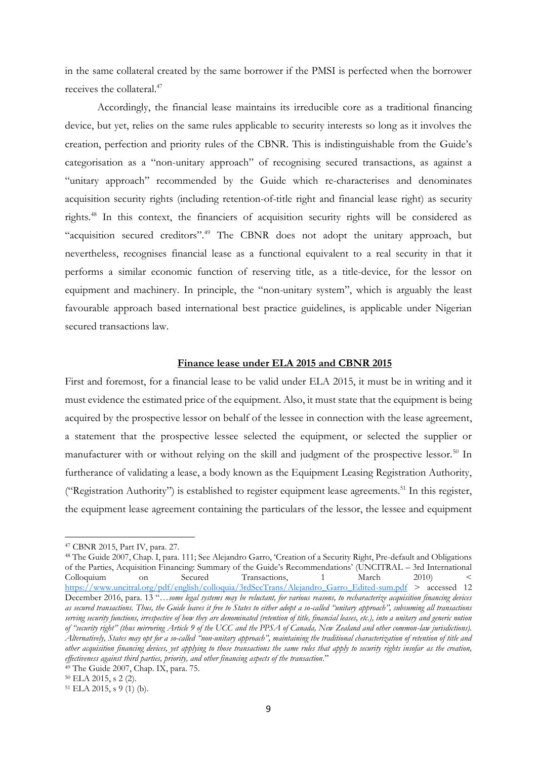in the same collateral created by the same borrower if the PMSI is perfected when the borrower receives the collateral.[47]

Accordingly, the financial lease maintains its irreducible core as a traditional financing device, but yet, relies on the same rules applicable to security interests so long as it involves the creation, perfection and priority rules of the CBNR. This is indistinguishable from the Guide's categorisation as a "non-unitary approach" of recognising secured transactions, as against a "unitary approach" recommended by the Guide which re-characterises and denominates acquisition security rights (including retention-of-title right and financial lease right) as security rights.[48] In this context, the financiers of acquisition security rights will be considered as "acquisition secured creditors".[49] The CBNR does not adopt the unitary approach, but nevertheless, recognises financial lease as a functional equivalent to a real security in that it performs a similar economic function of reserving title, as a title-device, for the lessor on equipment and machinery. In principle, the "non-unitary system", which is arguably the least favourable approach based international best practice guidelines, is applicable under Nigerian secured transactions law.

## Finance lease under ELA 2015 and CBNR 2015

First and foremost, for a financial lease to be valid under ELA 2015, it must be in writing and it must evidence the estimated price of the equipment. Also, it must state that the equipment is being acquired by the prospective lessor on behalf of the lessee in connection with the lease agreement, a statement that the prospective lessee selected the equipment, or selected the supplier or manufacturer with or without relying on the skill and judgment of the prospective lessor.[50] In furtherance of validating a lease, a body known as the Equipment Leasing Registration Authority, ("Registration Authority") is established to register equipment lease agreements.[51] In this register, the equipment lease agreement containing the particulars of the lessor, the lessee and equipment

---

[47] CBNR 2015, Part IV, para. 27.

[48] The Guide 2007, Chap. I, para. 111; See Alejandro Garro, 'Creation of a Security Right, Pre-default and Obligations of the Parties, Acquisition Financing: Summary of the Guide's Recommendations' (UNCITRAL – 3rd International Colloquium on Secured Transactions, 1 March 2010) < https://www.uncitral.org/pdf/english/colloquia/3rdSecTrans/Alejandro_Garro_Edited-sum.pdf > accessed 12 December 2016, para. 13 "*…some legal systems may be reluctant, for various reasons, to recharacterize acquisition financing devices as secured transactions. Thus, the Guide leaves it free to States to either adopt a so-called "unitary approach", subsuming all transactions serving security functions, irrespective of how they are denominated (retention of title, financial leases, etc.), into a unitary and generic notion of "security right" (thus mirroring Article 9 of the UCC and the PPSA of Canada, New Zealand and other common-law jurisdictions). Alternatively, States may opt for a so-called "non-unitary approach", maintaining the traditional characterization of retention of title and other acquisition financing devices, yet applying to those transactions the same rules that apply to security rights insofar as the creation, effectiveness against third parties, priority, and other financing aspects of the transaction*."

[49] The Guide 2007, Chap. IX, para. 75.

[50] ELA 2015, s 2 (2).

[51] ELA 2015, s 9 (1) (b).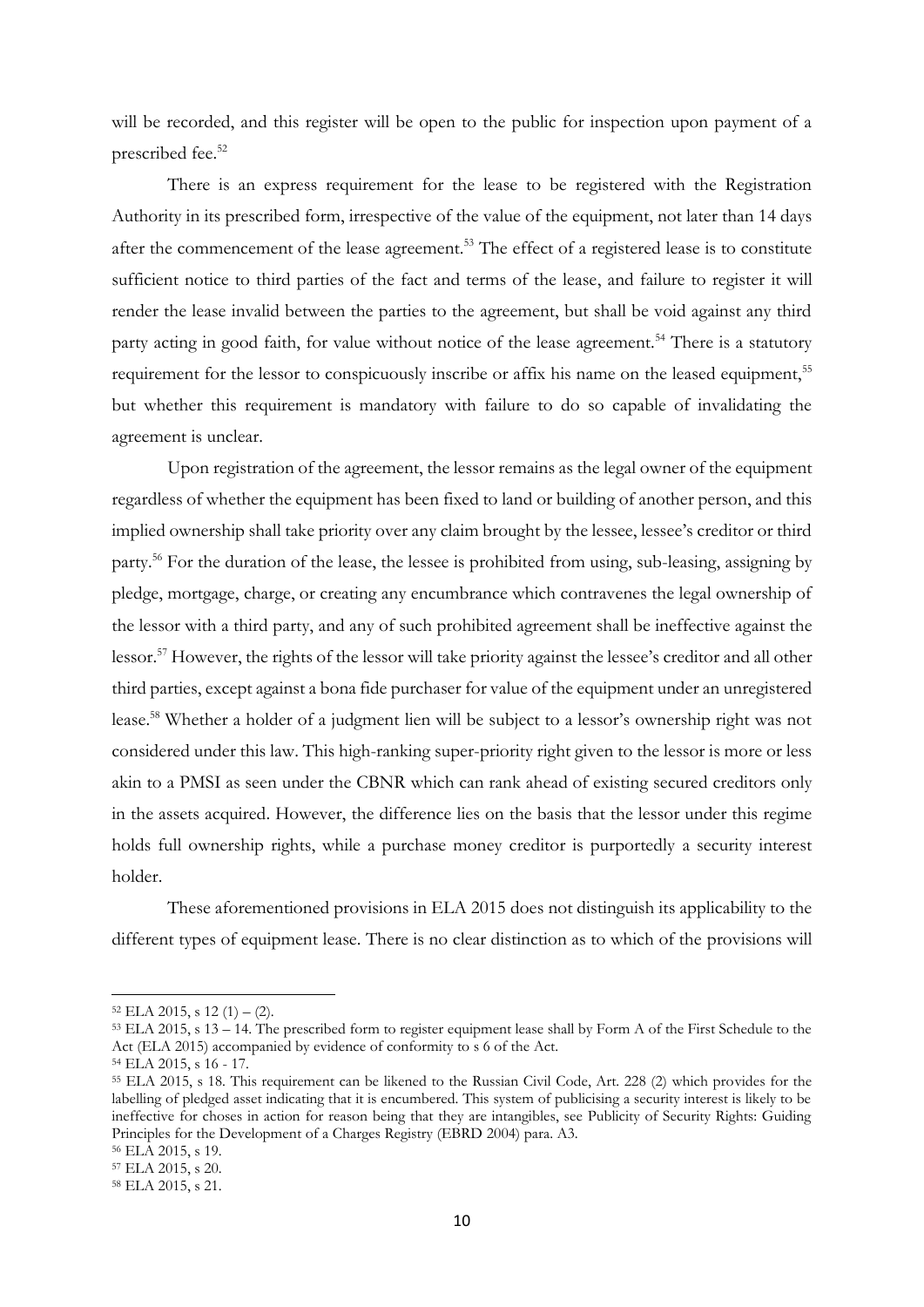will be recorded, and this register will be open to the public for inspection upon payment of a prescribed fee.[52]

There is an express requirement for the lease to be registered with the Registration Authority in its prescribed form, irrespective of the value of the equipment, not later than 14 days after the commencement of the lease agreement.[53] The effect of a registered lease is to constitute sufficient notice to third parties of the fact and terms of the lease, and failure to register it will render the lease invalid between the parties to the agreement, but shall be void against any third party acting in good faith, for value without notice of the lease agreement.[54] There is a statutory requirement for the lessor to conspicuously inscribe or affix his name on the leased equipment,[55] but whether this requirement is mandatory with failure to do so capable of invalidating the agreement is unclear.

Upon registration of the agreement, the lessor remains as the legal owner of the equipment regardless of whether the equipment has been fixed to land or building of another person, and this implied ownership shall take priority over any claim brought by the lessee, lessee's creditor or third party.[56] For the duration of the lease, the lessee is prohibited from using, sub-leasing, assigning by pledge, mortgage, charge, or creating any encumbrance which contravenes the legal ownership of the lessor with a third party, and any of such prohibited agreement shall be ineffective against the lessor.[57] However, the rights of the lessor will take priority against the lessee's creditor and all other third parties, except against a bona fide purchaser for value of the equipment under an unregistered lease.[58] Whether a holder of a judgment lien will be subject to a lessor's ownership right was not considered under this law. This high-ranking super-priority right given to the lessor is more or less akin to a PMSI as seen under the CBNR which can rank ahead of existing secured creditors only in the assets acquired. However, the difference lies on the basis that the lessor under this regime holds full ownership rights, while a purchase money creditor is purportedly a security interest holder.

These aforementioned provisions in ELA 2015 does not distinguish its applicability to the different types of equipment lease. There is no clear distinction as to which of the provisions will

---

[52] ELA 2015, s 12 (1) – (2).

[53] ELA 2015, s 13 – 14. The prescribed form to register equipment lease shall by Form A of the First Schedule to the Act (ELA 2015) accompanied by evidence of conformity to s 6 of the Act.

[54] ELA 2015, s 16 - 17.

[55] ELA 2015, s 18. This requirement can be likened to the Russian Civil Code, Art. 228 (2) which provides for the labelling of pledged asset indicating that it is encumbered. This system of publicising a security interest is likely to be ineffective for choses in action for reason being that they are intangibles, see Publicity of Security Rights: Guiding Principles for the Development of a Charges Registry (EBRD 2004) para. A3.

[56] ELA 2015, s 19.

[57] ELA 2015, s 20.

[58] ELA 2015, s 21.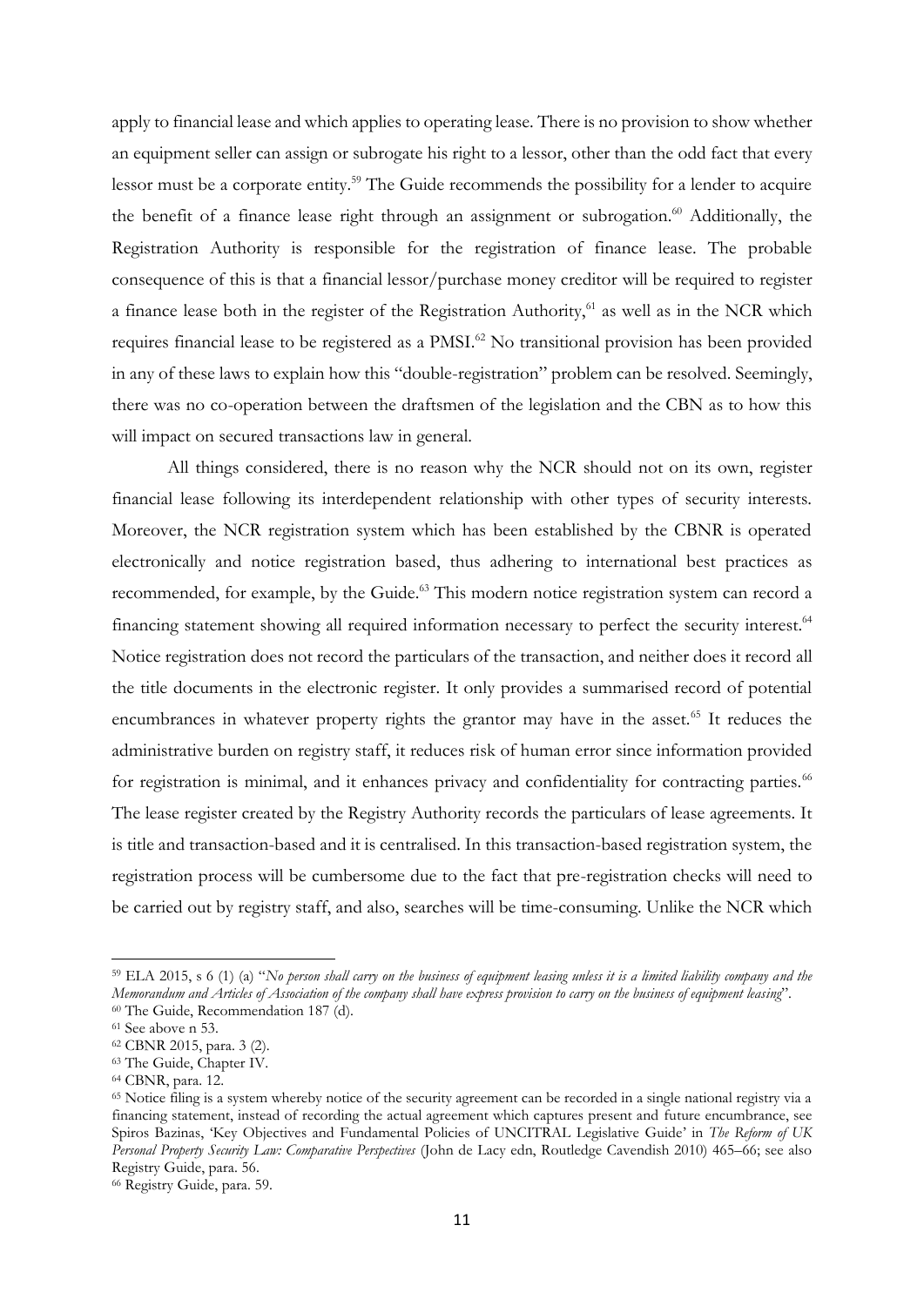apply to financial lease and which applies to operating lease. There is no provision to show whether an equipment seller can assign or subrogate his right to a lessor, other than the odd fact that every lessor must be a corporate entity.[59] The Guide recommends the possibility for a lender to acquire the benefit of a finance lease right through an assignment or subrogation.[60] Additionally, the Registration Authority is responsible for the registration of finance lease. The probable consequence of this is that a financial lessor/purchase money creditor will be required to register a finance lease both in the register of the Registration Authority,[61] as well as in the NCR which requires financial lease to be registered as a PMSI.[62] No transitional provision has been provided in any of these laws to explain how this "double-registration" problem can be resolved. Seemingly, there was no co-operation between the draftsmen of the legislation and the CBN as to how this will impact on secured transactions law in general.

All things considered, there is no reason why the NCR should not on its own, register financial lease following its interdependent relationship with other types of security interests. Moreover, the NCR registration system which has been established by the CBNR is operated electronically and notice registration based, thus adhering to international best practices as recommended, for example, by the Guide.[63] This modern notice registration system can record a financing statement showing all required information necessary to perfect the security interest.[64] Notice registration does not record the particulars of the transaction, and neither does it record all the title documents in the electronic register. It only provides a summarised record of potential encumbrances in whatever property rights the grantor may have in the asset.[65] It reduces the administrative burden on registry staff, it reduces risk of human error since information provided for registration is minimal, and it enhances privacy and confidentiality for contracting parties.[66] The lease register created by the Registry Authority records the particulars of lease agreements. It is title and transaction-based and it is centralised. In this transaction-based registration system, the registration process will be cumbersome due to the fact that pre-registration checks will need to be carried out by registry staff, and also, searches will be time-consuming. Unlike the NCR which

---

[59] ELA 2015, s 6 (1) (a) "*No person shall carry on the business of equipment leasing unless it is a limited liability company and the Memorandum and Articles of Association of the company shall have express provision to carry on the business of equipment leasing*".

[60] The Guide, Recommendation 187 (d).

[61] See above n 53.

[62] CBNR 2015, para. 3 (2).

[63] The Guide, Chapter IV.

[64] CBNR, para. 12.

[65] Notice filing is a system whereby notice of the security agreement can be recorded in a single national registry via a financing statement, instead of recording the actual agreement which captures present and future encumbrance, see Spiros Bazinas, 'Key Objectives and Fundamental Policies of UNCITRAL Legislative Guide' in *The Reform of UK Personal Property Security Law: Comparative Perspectives* (John de Lacy edn, Routledge Cavendish 2010) 465–66; see also Registry Guide, para. 56.

[66] Registry Guide, para. 59.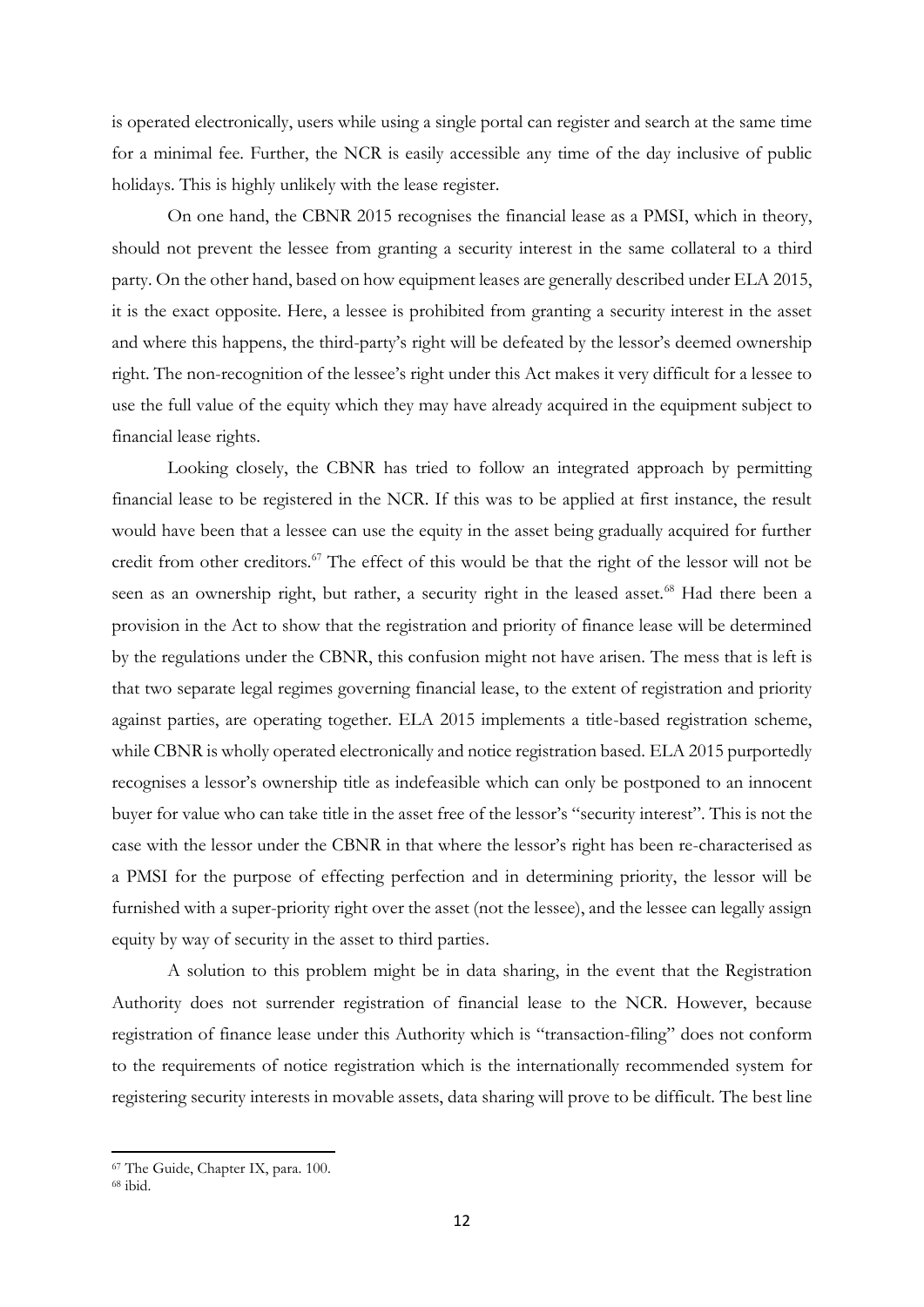is operated electronically, users while using a single portal can register and search at the same time for a minimal fee. Further, the NCR is easily accessible any time of the day inclusive of public holidays. This is highly unlikely with the lease register.

On one hand, the CBNR 2015 recognises the financial lease as a PMSI, which in theory, should not prevent the lessee from granting a security interest in the same collateral to a third party. On the other hand, based on how equipment leases are generally described under ELA 2015, it is the exact opposite. Here, a lessee is prohibited from granting a security interest in the asset and where this happens, the third-party's right will be defeated by the lessor's deemed ownership right. The non-recognition of the lessee's right under this Act makes it very difficult for a lessee to use the full value of the equity which they may have already acquired in the equipment subject to financial lease rights.

Looking closely, the CBNR has tried to follow an integrated approach by permitting financial lease to be registered in the NCR. If this was to be applied at first instance, the result would have been that a lessee can use the equity in the asset being gradually acquired for further credit from other creditors.[67] The effect of this would be that the right of the lessor will not be seen as an ownership right, but rather, a security right in the leased asset.[68] Had there been a provision in the Act to show that the registration and priority of finance lease will be determined by the regulations under the CBNR, this confusion might not have arisen. The mess that is left is that two separate legal regimes governing financial lease, to the extent of registration and priority against parties, are operating together. ELA 2015 implements a title-based registration scheme, while CBNR is wholly operated electronically and notice registration based. ELA 2015 purportedly recognises a lessor's ownership title as indefeasible which can only be postponed to an innocent buyer for value who can take title in the asset free of the lessor's "security interest". This is not the case with the lessor under the CBNR in that where the lessor's right has been re-characterised as a PMSI for the purpose of effecting perfection and in determining priority, the lessor will be furnished with a super-priority right over the asset (not the lessee), and the lessee can legally assign equity by way of security in the asset to third parties.

A solution to this problem might be in data sharing, in the event that the Registration Authority does not surrender registration of financial lease to the NCR. However, because registration of finance lease under this Authority which is "transaction-filing" does not conform to the requirements of notice registration which is the internationally recommended system for registering security interests in movable assets, data sharing will prove to be difficult. The best line

---

[67] The Guide, Chapter IX, para. 100.

[68] ibid.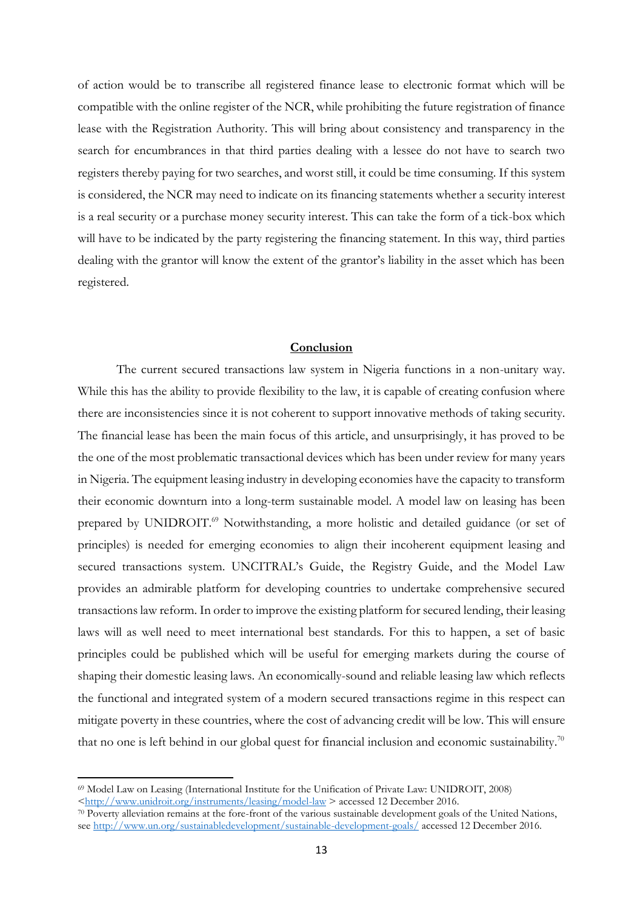of action would be to transcribe all registered finance lease to electronic format which will be compatible with the online register of the NCR, while prohibiting the future registration of finance lease with the Registration Authority. This will bring about consistency and transparency in the search for encumbrances in that third parties dealing with a lessee do not have to search two registers thereby paying for two searches, and worst still, it could be time consuming. If this system is considered, the NCR may need to indicate on its financing statements whether a security interest is a real security or a purchase money security interest. This can take the form of a tick-box which will have to be indicated by the party registering the financing statement. In this way, third parties dealing with the grantor will know the extent of the grantor's liability in the asset which has been registered.

## Conclusion

The current secured transactions law system in Nigeria functions in a non-unitary way. While this has the ability to provide flexibility to the law, it is capable of creating confusion where there are inconsistencies since it is not coherent to support innovative methods of taking security. The financial lease has been the main focus of this article, and unsurprisingly, it has proved to be the one of the most problematic transactional devices which has been under review for many years in Nigeria. The equipment leasing industry in developing economies have the capacity to transform their economic downturn into a long-term sustainable model. A model law on leasing has been prepared by UNIDROIT.[69] Notwithstanding, a more holistic and detailed guidance (or set of principles) is needed for emerging economies to align their incoherent equipment leasing and secured transactions system. UNCITRAL's Guide, the Registry Guide, and the Model Law provides an admirable platform for developing countries to undertake comprehensive secured transactions law reform. In order to improve the existing platform for secured lending, their leasing laws will as well need to meet international best standards. For this to happen, a set of basic principles could be published which will be useful for emerging markets during the course of shaping their domestic leasing laws. An economically-sound and reliable leasing law which reflects the functional and integrated system of a modern secured transactions regime in this respect can mitigate poverty in these countries, where the cost of advancing credit will be low. This will ensure that no one is left behind in our global quest for financial inclusion and economic sustainability.[70]

---

[69] Model Law on Leasing (International Institute for the Unification of Private Law: UNIDROIT, 2008) <http://www.unidroit.org/instruments/leasing/model-law > accessed 12 December 2016.

[70] Poverty alleviation remains at the fore-front of the various sustainable development goals of the United Nations, see http://www.un.org/sustainabledevelopment/sustainable-development-goals/ accessed 12 December 2016.